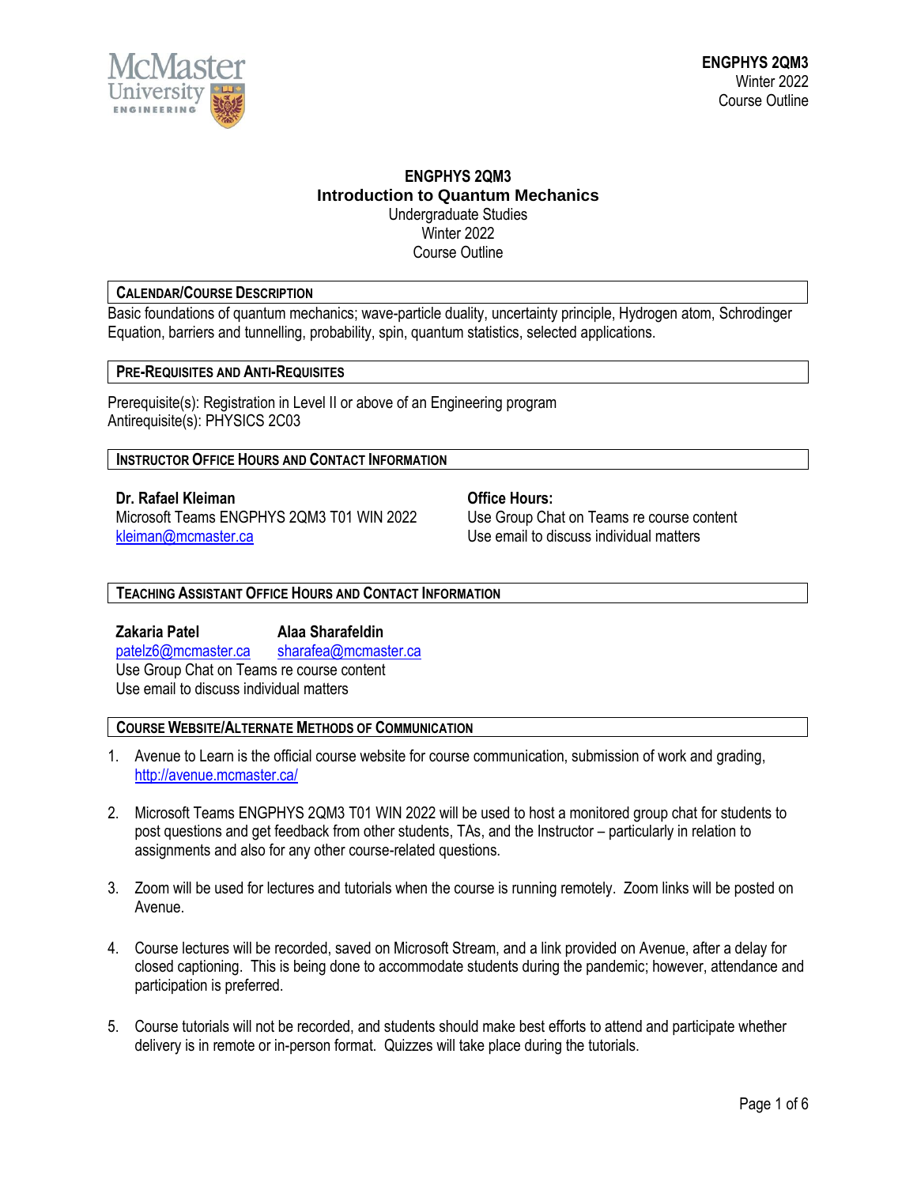# ENGPHYS 2QM3
## Introduction to Quantum Mechanics

Undergraduate Studies
Winter 2022
Course Outline

### CALENDAR/COURSE DESCRIPTION

Basic foundations of quantum mechanics; wave-particle duality, uncertainty principle, Hydrogen atom, Schrodinger Equation, barriers and tunnelling, probability, spin, quantum statistics, selected applications.

### PRE-REQUISITES AND ANTI-REQUISITES

Prerequisite(s): Registration in Level II or above of an Engineering program
Antirequisite(s): PHYSICS 2C03

### INSTRUCTOR OFFICE HOURS AND CONTACT INFORMATION

**Dr. Rafael Kleiman**
Microsoft Teams ENGPHYS 2QM3 T01 WIN 2022
kleiman@mcmaster.ca

**Office Hours:**
Use Group Chat on Teams re course content
Use email to discuss individual matters

### TEACHING ASSISTANT OFFICE HOURS AND CONTACT INFORMATION

**Zakaria Patel**
patelz6@mcmaster.ca

**Alaa Sharafeldin**
sharafea@mcmaster.ca

Use Group Chat on Teams re course content
Use email to discuss individual matters

### COURSE WEBSITE/ALTERNATE METHODS OF COMMUNICATION

1. Avenue to Learn is the official course website for course communication, submission of work and grading, http://avenue.mcmaster.ca/

2. Microsoft Teams ENGPHYS 2QM3 T01 WIN 2022 will be used to host a monitored group chat for students to post questions and get feedback from other students, TAs, and the Instructor – particularly in relation to assignments and also for any other course-related questions.

3. Zoom will be used for lectures and tutorials when the course is running remotely. Zoom links will be posted on Avenue.

4. Course lectures will be recorded, saved on Microsoft Stream, and a link provided on Avenue, after a delay for closed captioning. This is being done to accommodate students during the pandemic; however, attendance and participation is preferred.

5. Course tutorials will not be recorded, and students should make best efforts to attend and participate whether delivery is in remote or in-person format. Quizzes will take place during the tutorials.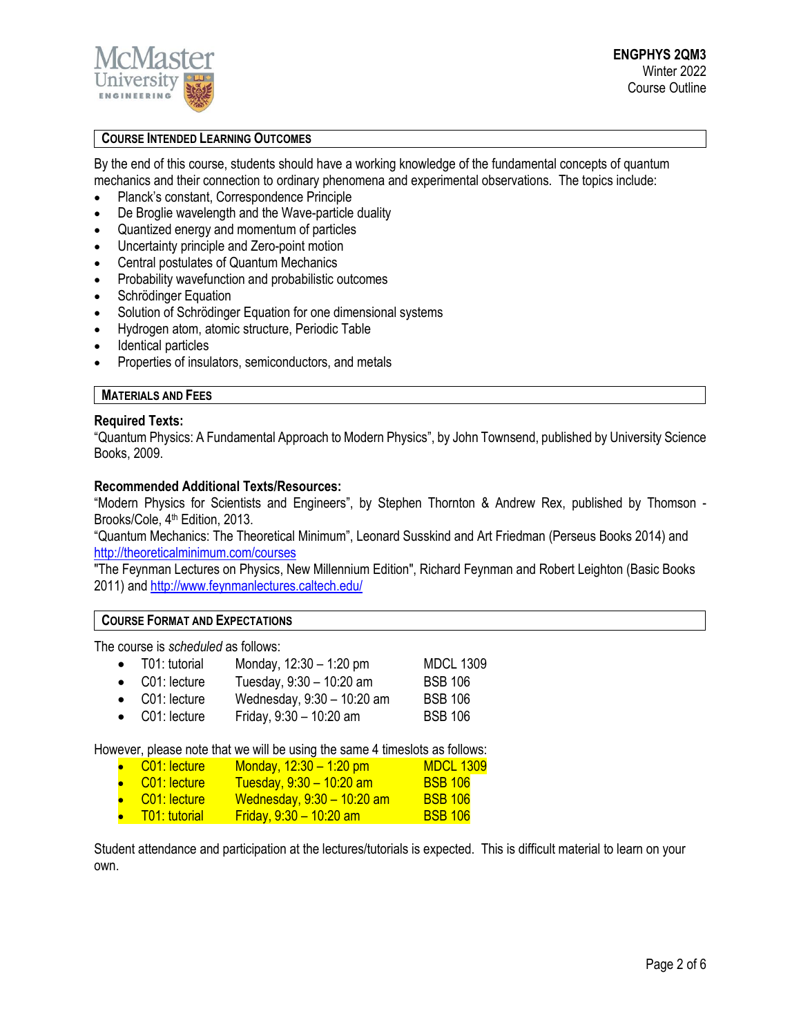## Course Intended Learning Outcomes

By the end of this course, students should have a working knowledge of the fundamental concepts of quantum mechanics and their connection to ordinary phenomena and experimental observations. The topics include:

- Planck's constant, Correspondence Principle
- De Broglie wavelength and the Wave-particle duality
- Quantized energy and momentum of particles
- Uncertainty principle and Zero-point motion
- Central postulates of Quantum Mechanics
- Probability wavefunction and probabilistic outcomes
- Schrödinger Equation
- Solution of Schrödinger Equation for one dimensional systems
- Hydrogen atom, atomic structure, Periodic Table
- Identical particles
- Properties of insulators, semiconductors, and metals

## Materials and Fees

**Required Texts:**

"Quantum Physics: A Fundamental Approach to Modern Physics", by John Townsend, published by University Science Books, 2009.

**Recommended Additional Texts/Resources:**

"Modern Physics for Scientists and Engineers", by Stephen Thornton & Andrew Rex, published by Thomson - Brooks/Cole, 4th Edition, 2013.

"Quantum Mechanics: The Theoretical Minimum", Leonard Susskind and Art Friedman (Perseus Books 2014) and http://theoreticalminimum.com/courses

"The Feynman Lectures on Physics, New Millennium Edition", Richard Feynman and Robert Leighton (Basic Books 2011) and http://www.feynmanlectures.caltech.edu/

## Course Format and Expectations

The course is *scheduled* as follows:

| | | |
|---|---|---|
| T01: tutorial | Monday, 12:30 – 1:20 pm | MDCL 1309 |
| C01: lecture | Tuesday, 9:30 – 10:20 am | BSB 106 |
| C01: lecture | Wednesday, 9:30 – 10:20 am | BSB 106 |
| C01: lecture | Friday, 9:30 – 10:20 am | BSB 106 |

However, please note that we will be using the same 4 timeslots as follows:

| | | |
|---|---|---|
| C01: lecture | Monday, 12:30 – 1:20 pm | MDCL 1309 |
| C01: lecture | Tuesday, 9:30 – 10:20 am | BSB 106 |
| C01: lecture | Wednesday, 9:30 – 10:20 am | BSB 106 |
| T01: tutorial | Friday, 9:30 – 10:20 am | BSB 106 |

Student attendance and participation at the lectures/tutorials is expected. This is difficult material to learn on your own.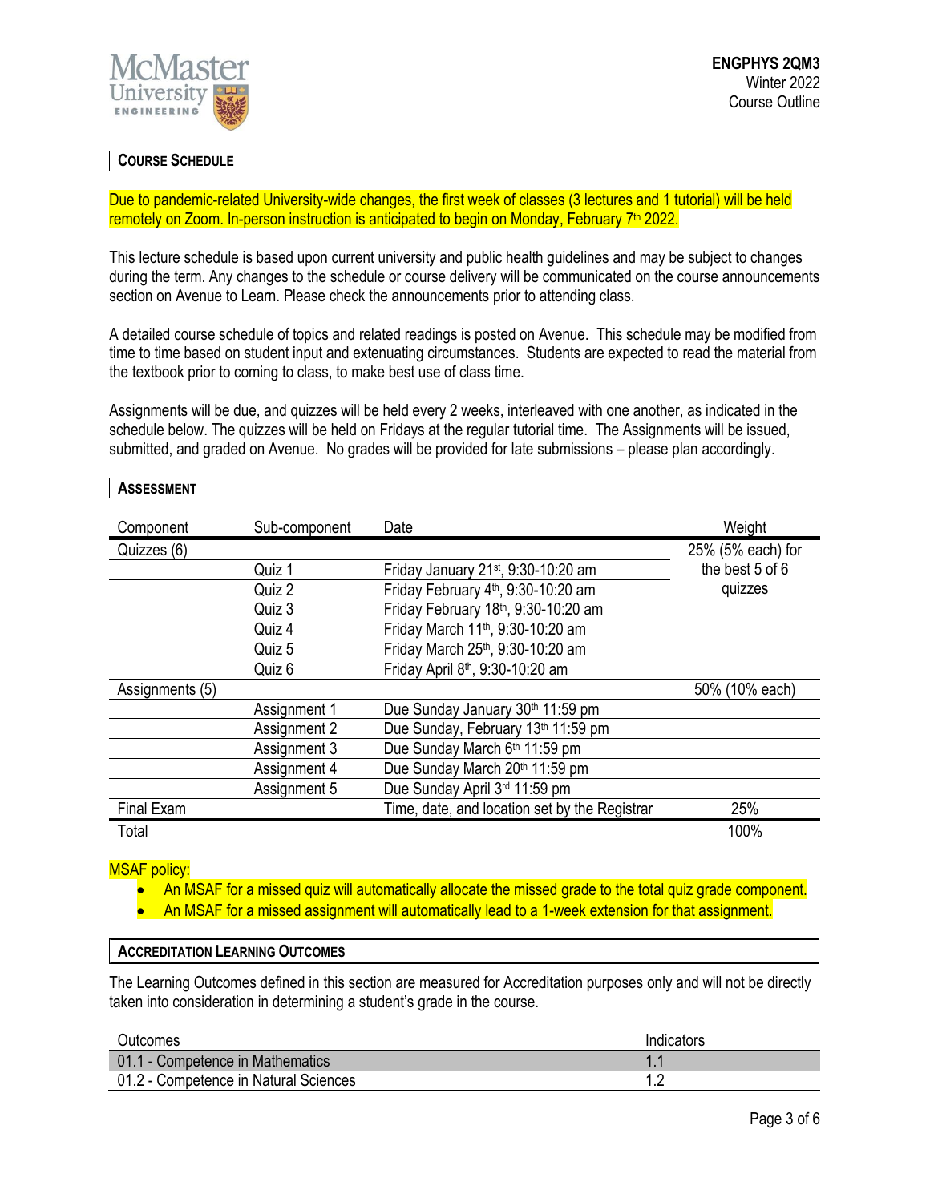## COURSE SCHEDULE

Due to pandemic-related University-wide changes, the first week of classes (3 lectures and 1 tutorial) will be held remotely on Zoom. In-person instruction is anticipated to begin on Monday, February 7th 2022.

This lecture schedule is based upon current university and public health guidelines and may be subject to changes during the term. Any changes to the schedule or course delivery will be communicated on the course announcements section on Avenue to Learn. Please check the announcements prior to attending class.

A detailed course schedule of topics and related readings is posted on Avenue. This schedule may be modified from time to time based on student input and extenuating circumstances. Students are expected to read the material from the textbook prior to coming to class, to make best use of class time.

Assignments will be due, and quizzes will be held every 2 weeks, interleaved with one another, as indicated in the schedule below. The quizzes will be held on Fridays at the regular tutorial time. The Assignments will be issued, submitted, and graded on Avenue. No grades will be provided for late submissions – please plan accordingly.

## ASSESSMENT

| Component | Sub-component | Date | Weight |
|---|---|---|---|
| Quizzes (6) | | | 25% (5% each) for the best 5 of 6 quizzes |
| | Quiz 1 | Friday January 21st, 9:30-10:20 am | |
| | Quiz 2 | Friday February 4th, 9:30-10:20 am | |
| | Quiz 3 | Friday February 18th, 9:30-10:20 am | |
| | Quiz 4 | Friday March 11th, 9:30-10:20 am | |
| | Quiz 5 | Friday March 25th, 9:30-10:20 am | |
| | Quiz 6 | Friday April 8th, 9:30-10:20 am | |
| Assignments (5) | | | 50% (10% each) |
| | Assignment 1 | Due Sunday January 30th 11:59 pm | |
| | Assignment 2 | Due Sunday, February 13th 11:59 pm | |
| | Assignment 3 | Due Sunday March 6th 11:59 pm | |
| | Assignment 4 | Due Sunday March 20th 11:59 pm | |
| | Assignment 5 | Due Sunday April 3rd 11:59 pm | |
| Final Exam | | Time, date, and location set by the Registrar | 25% |
| Total | | | 100% |

MSAF policy:

- An MSAF for a missed quiz will automatically allocate the missed grade to the total quiz grade component.
- An MSAF for a missed assignment will automatically lead to a 1-week extension for that assignment.

## ACCREDITATION LEARNING OUTCOMES

The Learning Outcomes defined in this section are measured for Accreditation purposes only and will not be directly taken into consideration in determining a student's grade in the course.

| Outcomes | Indicators |
|---|---|
| 01.1 - Competence in Mathematics | 1.1 |
| 01.2 - Competence in Natural Sciences | 1.2 |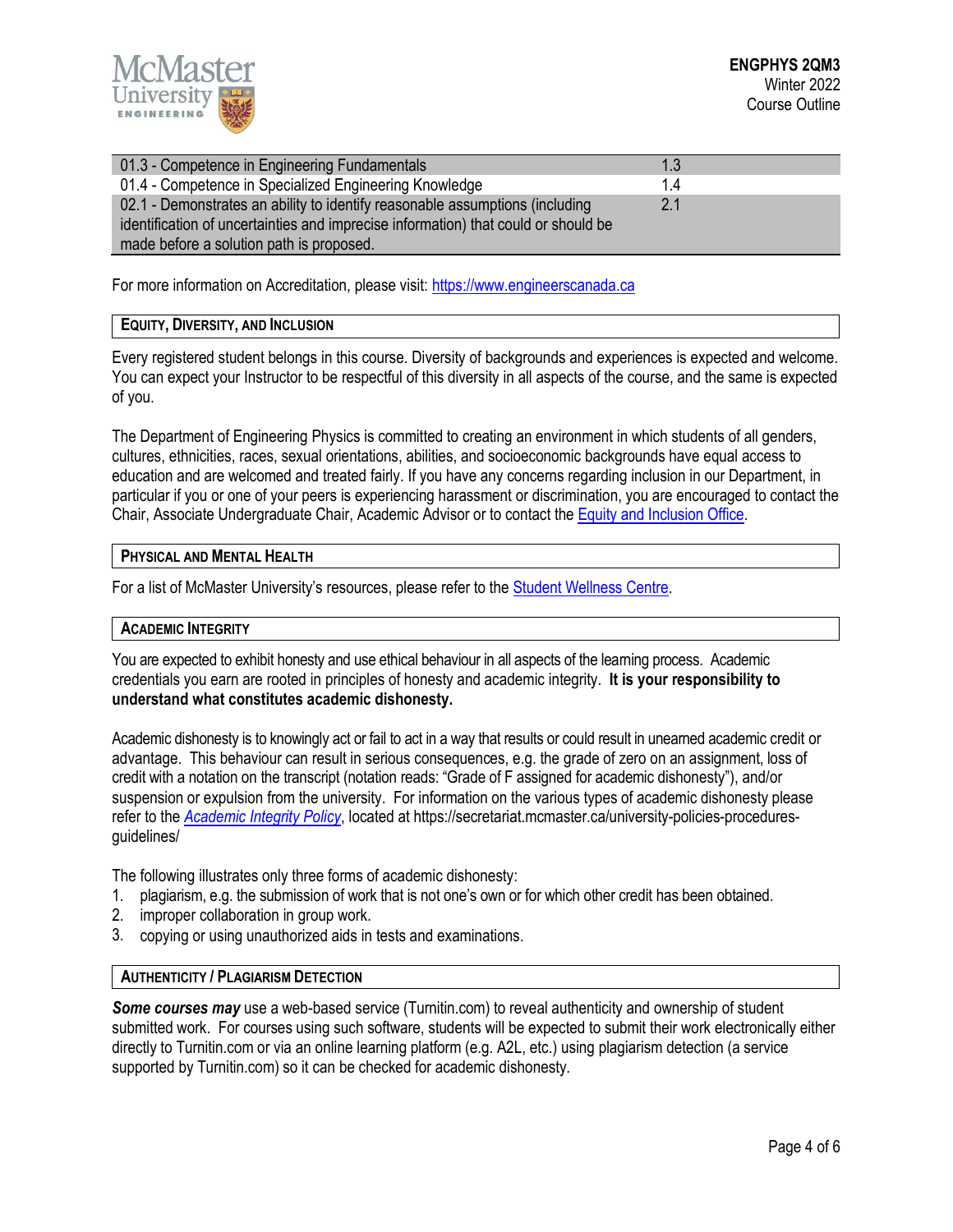| | |
|---|---|
| 01.3 - Competence in Engineering Fundamentals | 1.3 |
| 01.4 - Competence in Specialized Engineering Knowledge | 1.4 |
| 02.1 - Demonstrates an ability to identify reasonable assumptions (including identification of uncertainties and imprecise information) that could or should be made before a solution path is proposed. | 2.1 |

For more information on Accreditation, please visit: https://www.engineerscanada.ca

## Equity, Diversity, and Inclusion

Every registered student belongs in this course. Diversity of backgrounds and experiences is expected and welcome. You can expect your Instructor to be respectful of this diversity in all aspects of the course, and the same is expected of you.

The Department of Engineering Physics is committed to creating an environment in which students of all genders, cultures, ethnicities, races, sexual orientations, abilities, and socioeconomic backgrounds have equal access to education and are welcomed and treated fairly. If you have any concerns regarding inclusion in our Department, in particular if you or one of your peers is experiencing harassment or discrimination, you are encouraged to contact the Chair, Associate Undergraduate Chair, Academic Advisor or to contact the Equity and Inclusion Office.

## Physical and Mental Health

For a list of McMaster University's resources, please refer to the Student Wellness Centre.

## Academic Integrity

You are expected to exhibit honesty and use ethical behaviour in all aspects of the learning process. Academic credentials you earn are rooted in principles of honesty and academic integrity. **It is your responsibility to understand what constitutes academic dishonesty.**

Academic dishonesty is to knowingly act or fail to act in a way that results or could result in unearned academic credit or advantage. This behaviour can result in serious consequences, e.g. the grade of zero on an assignment, loss of credit with a notation on the transcript (notation reads: "Grade of F assigned for academic dishonesty"), and/or suspension or expulsion from the university. For information on the various types of academic dishonesty please refer to the *Academic Integrity Policy*, located at https://secretariat.mcmaster.ca/university-policies-procedures-guidelines/

The following illustrates only three forms of academic dishonesty:

1. plagiarism, e.g. the submission of work that is not one's own or for which other credit has been obtained.
2. improper collaboration in group work.
3. copying or using unauthorized aids in tests and examinations.

## Authenticity / Plagiarism Detection

***Some courses may*** use a web-based service (Turnitin.com) to reveal authenticity and ownership of student submitted work. For courses using such software, students will be expected to submit their work electronically either directly to Turnitin.com or via an online learning platform (e.g. A2L, etc.) using plagiarism detection (a service supported by Turnitin.com) so it can be checked for academic dishonesty.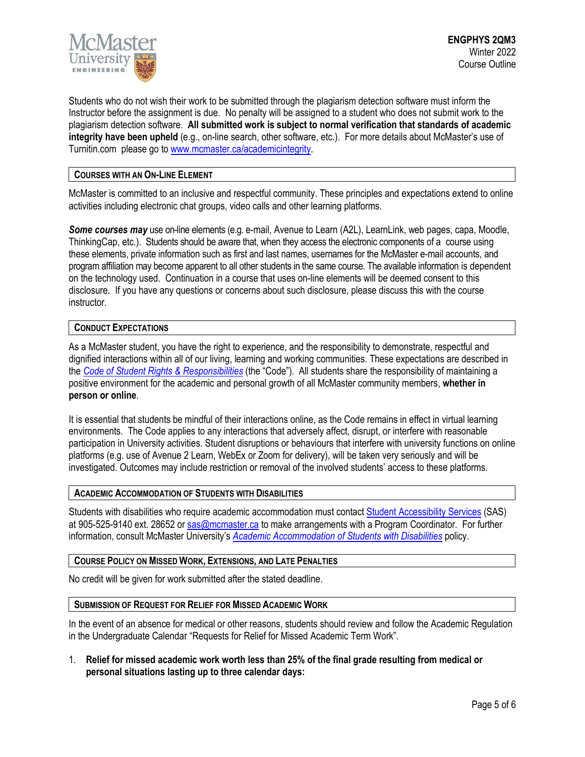Students who do not wish their work to be submitted through the plagiarism detection software must inform the Instructor before the assignment is due. No penalty will be assigned to a student who does not submit work to the plagiarism detection software. **All submitted work is subject to normal verification that standards of academic integrity have been upheld** (e.g., on-line search, other software, etc.). For more details about McMaster's use of Turnitin.com please go to [www.mcmaster.ca/academicintegrity](www.mcmaster.ca/academicintegrity).

## COURSES WITH AN ON-LINE ELEMENT

McMaster is committed to an inclusive and respectful community. These principles and expectations extend to online activities including electronic chat groups, video calls and other learning platforms.

***Some courses may*** use on-line elements (e.g. e-mail, Avenue to Learn (A2L), LearnLink, web pages, capa, Moodle, ThinkingCap, etc.). Students should be aware that, when they access the electronic components of a course using these elements, private information such as first and last names, usernames for the McMaster e-mail accounts, and program affiliation may become apparent to all other students in the same course. The available information is dependent on the technology used. Continuation in a course that uses on-line elements will be deemed consent to this disclosure. If you have any questions or concerns about such disclosure, please discuss this with the course instructor.

## CONDUCT EXPECTATIONS

As a McMaster student, you have the right to experience, and the responsibility to demonstrate, respectful and dignified interactions within all of our living, learning and working communities. These expectations are described in the *Code of Student Rights & Responsibilities* (the "Code"). All students share the responsibility of maintaining a positive environment for the academic and personal growth of all McMaster community members, **whether in person or online**.

It is essential that students be mindful of their interactions online, as the Code remains in effect in virtual learning environments. The Code applies to any interactions that adversely affect, disrupt, or interfere with reasonable participation in University activities. Student disruptions or behaviours that interfere with university functions on online platforms (e.g. use of Avenue 2 Learn, WebEx or Zoom for delivery), will be taken very seriously and will be investigated. Outcomes may include restriction or removal of the involved students' access to these platforms.

## ACADEMIC ACCOMMODATION OF STUDENTS WITH DISABILITIES

Students with disabilities who require academic accommodation must contact Student Accessibility Services (SAS) at 905-525-9140 ext. 28652 or sas@mcmaster.ca to make arrangements with a Program Coordinator. For further information, consult McMaster University's *Academic Accommodation of Students with Disabilities* policy.

## COURSE POLICY ON MISSED WORK, EXTENSIONS, AND LATE PENALTIES

No credit will be given for work submitted after the stated deadline.

## SUBMISSION OF REQUEST FOR RELIEF FOR MISSED ACADEMIC WORK

In the event of an absence for medical or other reasons, students should review and follow the Academic Regulation in the Undergraduate Calendar "Requests for Relief for Missed Academic Term Work".

1. **Relief for missed academic work worth less than 25% of the final grade resulting from medical or personal situations lasting up to three calendar days:**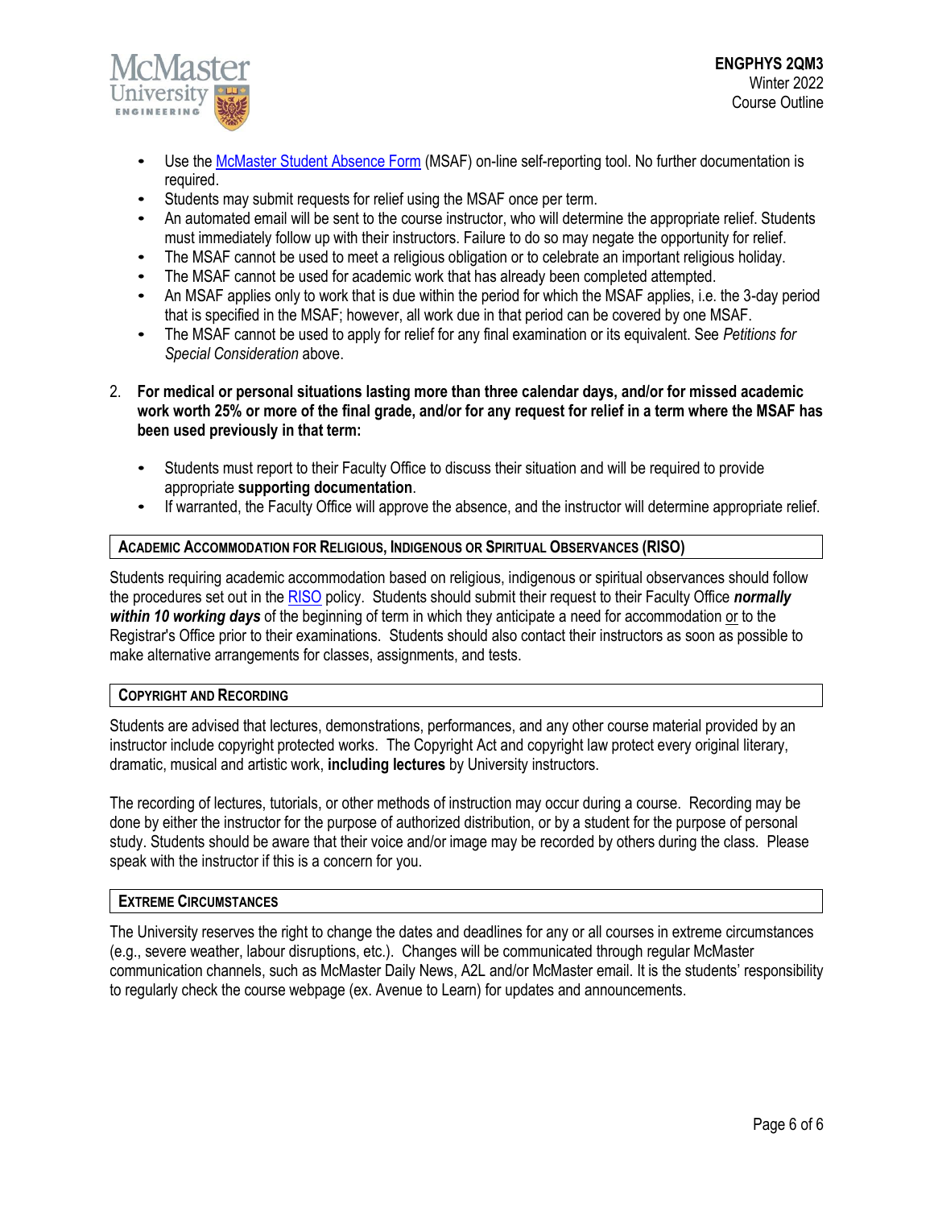- Use the [McMaster Student Absence Form](#) (MSAF) on-line self-reporting tool. No further documentation is required.
- Students may submit requests for relief using the MSAF once per term.
- An automated email will be sent to the course instructor, who will determine the appropriate relief. Students must immediately follow up with their instructors. Failure to do so may negate the opportunity for relief.
- The MSAF cannot be used to meet a religious obligation or to celebrate an important religious holiday.
- The MSAF cannot be used for academic work that has already been completed attempted.
- An MSAF applies only to work that is due within the period for which the MSAF applies, i.e. the 3-day period that is specified in the MSAF; however, all work due in that period can be covered by one MSAF.
- The MSAF cannot be used to apply for relief for any final examination or its equivalent. See *Petitions for Special Consideration* above.

2. **For medical or personal situations lasting more than three calendar days, and/or for missed academic work worth 25% or more of the final grade, and/or for any request for relief in a term where the MSAF has been used previously in that term:**

   - Students must report to their Faculty Office to discuss their situation and will be required to provide appropriate **supporting documentation**.
   - If warranted, the Faculty Office will approve the absence, and the instructor will determine appropriate relief.

## Academic Accommodation for Religious, Indigenous or Spiritual Observances (RISO)

Students requiring academic accommodation based on religious, indigenous or spiritual observances should follow the procedures set out in the [RISO](#) policy. Students should submit their request to their Faculty Office ***normally within 10 working days*** of the beginning of term in which they anticipate a need for accommodation or to the Registrar's Office prior to their examinations. Students should also contact their instructors as soon as possible to make alternative arrangements for classes, assignments, and tests.

## Copyright and Recording

Students are advised that lectures, demonstrations, performances, and any other course material provided by an instructor include copyright protected works. The Copyright Act and copyright law protect every original literary, dramatic, musical and artistic work, **including lectures** by University instructors.

The recording of lectures, tutorials, or other methods of instruction may occur during a course. Recording may be done by either the instructor for the purpose of authorized distribution, or by a student for the purpose of personal study. Students should be aware that their voice and/or image may be recorded by others during the class. Please speak with the instructor if this is a concern for you.

## Extreme Circumstances

The University reserves the right to change the dates and deadlines for any or all courses in extreme circumstances (e.g., severe weather, labour disruptions, etc.). Changes will be communicated through regular McMaster communication channels, such as McMaster Daily News, A2L and/or McMaster email. It is the students' responsibility to regularly check the course webpage (ex. Avenue to Learn) for updates and announcements.